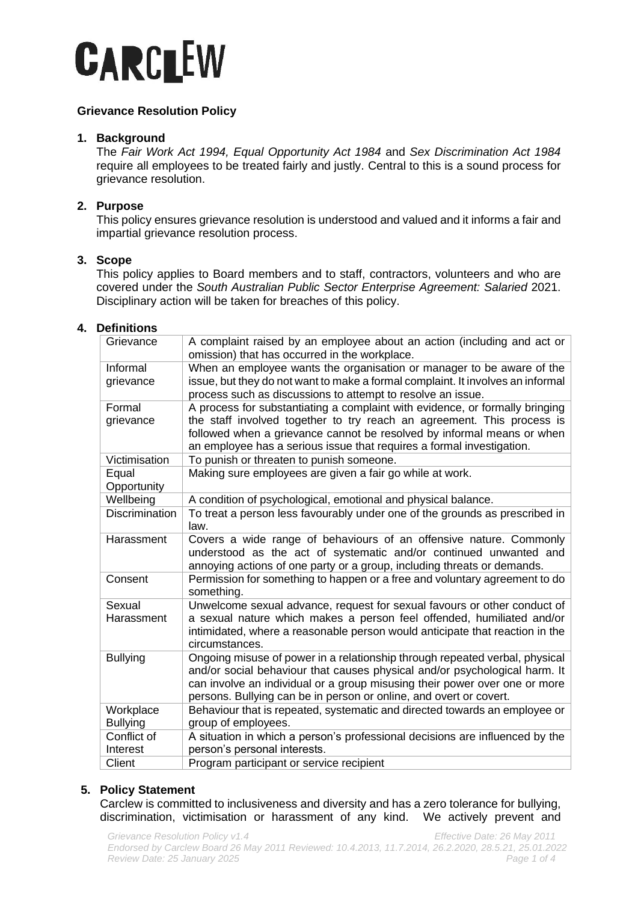# CARCLEW

**Grievance Resolution Policy**

## 1. Background

The *Fair Work Act 1994, Equal Opportunity Act 1984* and *Sex Discrimination Act 1984* require all employees to be treated fairly and justly. Central to this is a sound process for grievance resolution.

## 2. Purpose

This policy ensures grievance resolution is understood and valued and it informs a fair and impartial grievance resolution process.

## 3. Scope

This policy applies to Board members and to staff, contractors, volunteers and who are covered under the *South Australian Public Sector Enterprise Agreement: Salaried* 2021. Disciplinary action will be taken for breaches of this policy.

## 4. Definitions

| | |
|---|---|
| Grievance | A complaint raised by an employee about an action (including and act or omission) that has occurred in the workplace. |
| Informal grievance | When an employee wants the organisation or manager to be aware of the issue, but they do not want to make a formal complaint. It involves an informal process such as discussions to attempt to resolve an issue. |
| Formal grievance | A process for substantiating a complaint with evidence, or formally bringing the staff involved together to try reach an agreement. This process is followed when a grievance cannot be resolved by informal means or when an employee has a serious issue that requires a formal investigation. |
| Victimisation | To punish or threaten to punish someone. |
| Equal Opportunity | Making sure employees are given a fair go while at work. |
| Wellbeing | A condition of psychological, emotional and physical balance. |
| Discrimination | To treat a person less favourably under one of the grounds as prescribed in law. |
| Harassment | Covers a wide range of behaviours of an offensive nature. Commonly understood as the act of systematic and/or continued unwanted and annoying actions of one party or a group, including threats or demands. |
| Consent | Permission for something to happen or a free and voluntary agreement to do something. |
| Sexual Harassment | Unwelcome sexual advance, request for sexual favours or other conduct of a sexual nature which makes a person feel offended, humiliated and/or intimidated, where a reasonable person would anticipate that reaction in the circumstances. |
| Bullying | Ongoing misuse of power in a relationship through repeated verbal, physical and/or social behaviour that causes physical and/or psychological harm. It can involve an individual or a group misusing their power over one or more persons. Bullying can be in person or online, and overt or covert. |
| Workplace Bullying | Behaviour that is repeated, systematic and directed towards an employee or group of employees. |
| Conflict of Interest | A situation in which a person's professional decisions are influenced by the person's personal interests. |
| Client | Program participant or service recipient |

## 5. Policy Statement

Carclew is committed to inclusiveness and diversity and has a zero tolerance for bullying, discrimination, victimisation or harassment of any kind. We actively prevent and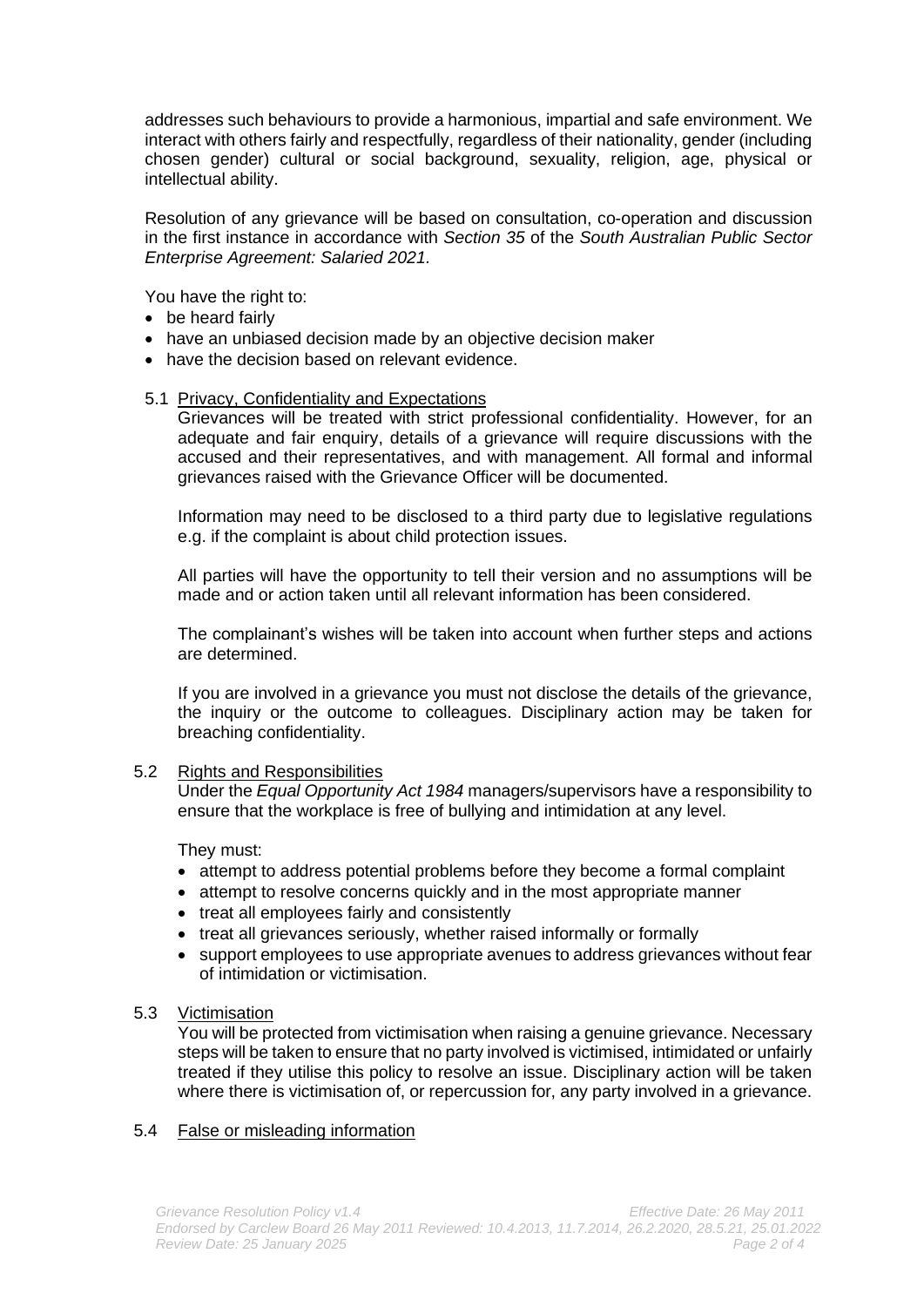addresses such behaviours to provide a harmonious, impartial and safe environment. We interact with others fairly and respectfully, regardless of their nationality, gender (including chosen gender) cultural or social background, sexuality, religion, age, physical or intellectual ability.

Resolution of any grievance will be based on consultation, co-operation and discussion in the first instance in accordance with *Section 35* of the *South Australian Public Sector Enterprise Agreement: Salaried 2021.*

You have the right to:

- be heard fairly
- have an unbiased decision made by an objective decision maker
- have the decision based on relevant evidence.

### 5.1 Privacy, Confidentiality and Expectations

Grievances will be treated with strict professional confidentiality. However, for an adequate and fair enquiry, details of a grievance will require discussions with the accused and their representatives, and with management. All formal and informal grievances raised with the Grievance Officer will be documented.

Information may need to be disclosed to a third party due to legislative regulations e.g. if the complaint is about child protection issues.

All parties will have the opportunity to tell their version and no assumptions will be made and or action taken until all relevant information has been considered.

The complainant's wishes will be taken into account when further steps and actions are determined.

If you are involved in a grievance you must not disclose the details of the grievance, the inquiry or the outcome to colleagues. Disciplinary action may be taken for breaching confidentiality.

### 5.2 Rights and Responsibilities

Under the *Equal Opportunity Act 1984* managers/supervisors have a responsibility to ensure that the workplace is free of bullying and intimidation at any level.

They must:

- attempt to address potential problems before they become a formal complaint
- attempt to resolve concerns quickly and in the most appropriate manner
- treat all employees fairly and consistently
- treat all grievances seriously, whether raised informally or formally
- support employees to use appropriate avenues to address grievances without fear of intimidation or victimisation.

### 5.3 Victimisation

You will be protected from victimisation when raising a genuine grievance. Necessary steps will be taken to ensure that no party involved is victimised, intimidated or unfairly treated if they utilise this policy to resolve an issue. Disciplinary action will be taken where there is victimisation of, or repercussion for, any party involved in a grievance.

### 5.4 False or misleading information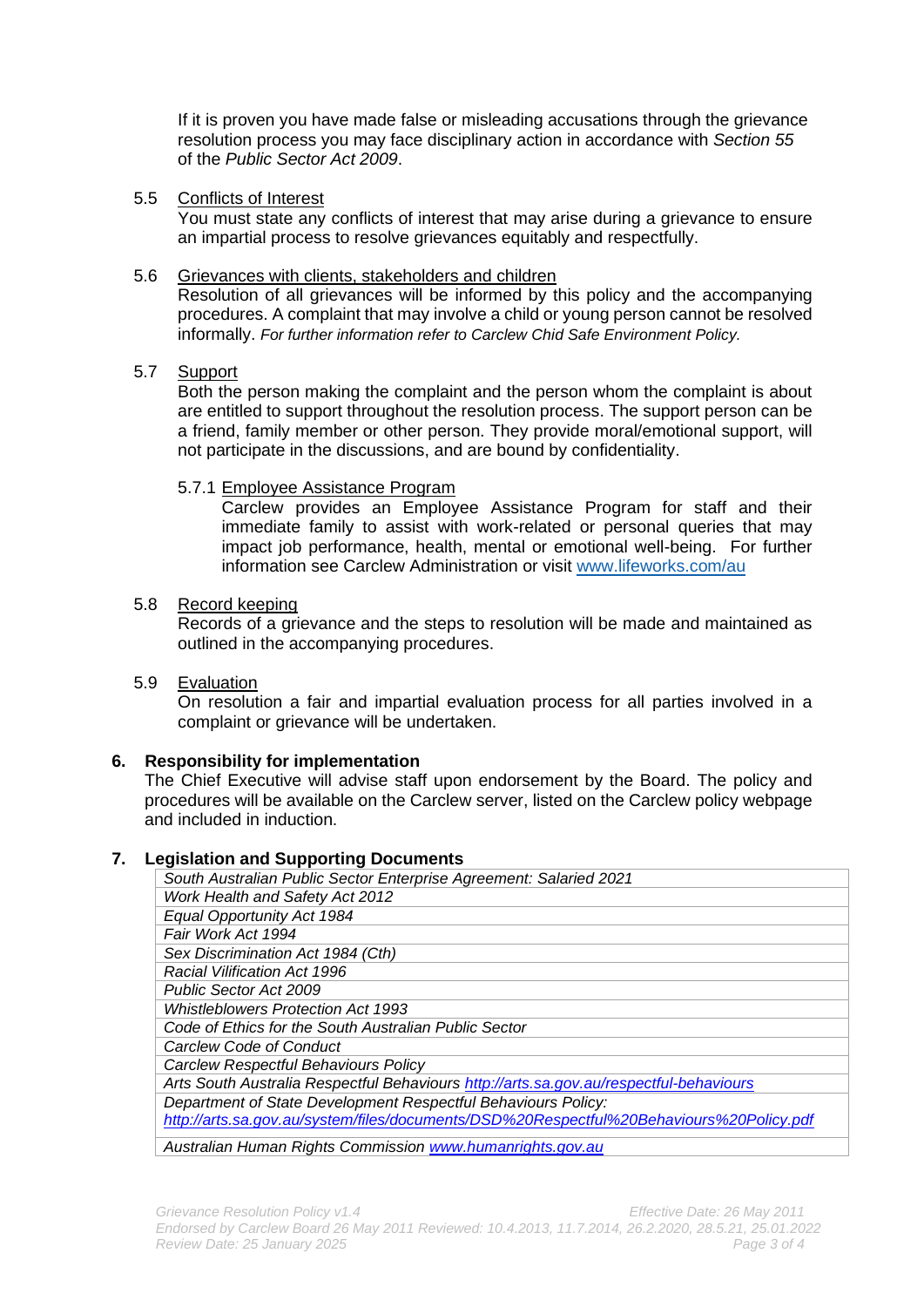If it is proven you have made false or misleading accusations through the grievance resolution process you may face disciplinary action in accordance with *Section 55* of the *Public Sector Act 2009*.

5.5 Conflicts of Interest

You must state any conflicts of interest that may arise during a grievance to ensure an impartial process to resolve grievances equitably and respectfully.

5.6 Grievances with clients, stakeholders and children

Resolution of all grievances will be informed by this policy and the accompanying procedures. A complaint that may involve a child or young person cannot be resolved informally. *For further information refer to Carclew Chid Safe Environment Policy.*

5.7 Support

Both the person making the complaint and the person whom the complaint is about are entitled to support throughout the resolution process. The support person can be a friend, family member or other person. They provide moral/emotional support, will not participate in the discussions, and are bound by confidentiality.

5.7.1 Employee Assistance Program

Carclew provides an Employee Assistance Program for staff and their immediate family to assist with work-related or personal queries that may impact job performance, health, mental or emotional well-being. For further information see Carclew Administration or visit www.lifeworks.com/au

5.8 Record keeping

Records of a grievance and the steps to resolution will be made and maintained as outlined in the accompanying procedures.

5.9 Evaluation

On resolution a fair and impartial evaluation process for all parties involved in a complaint or grievance will be undertaken.

## 6. Responsibility for implementation

The Chief Executive will advise staff upon endorsement by the Board. The policy and procedures will be available on the Carclew server, listed on the Carclew policy webpage and included in induction.

## 7. Legislation and Supporting Documents

| |
|---|
| *South Australian Public Sector Enterprise Agreement: Salaried 2021* |
| *Work Health and Safety Act 2012* |
| *Equal Opportunity Act 1984* |
| *Fair Work Act 1994* |
| *Sex Discrimination Act 1984 (Cth)* |
| *Racial Vilification Act 1996* |
| *Public Sector Act 2009* |
| *Whistleblowers Protection Act 1993* |
| *Code of Ethics for the South Australian Public Sector* |
| *Carclew Code of Conduct* |
| *Carclew Respectful Behaviours Policy* |
| *Arts South Australia Respectful Behaviours http://arts.sa.gov.au/respectful-behaviours* |
| *Department of State Development Respectful Behaviours Policy: http://arts.sa.gov.au/system/files/documents/DSD%20Respectful%20Behaviours%20Policy.pdf* |
| *Australian Human Rights Commission www.humanrights.gov.au* |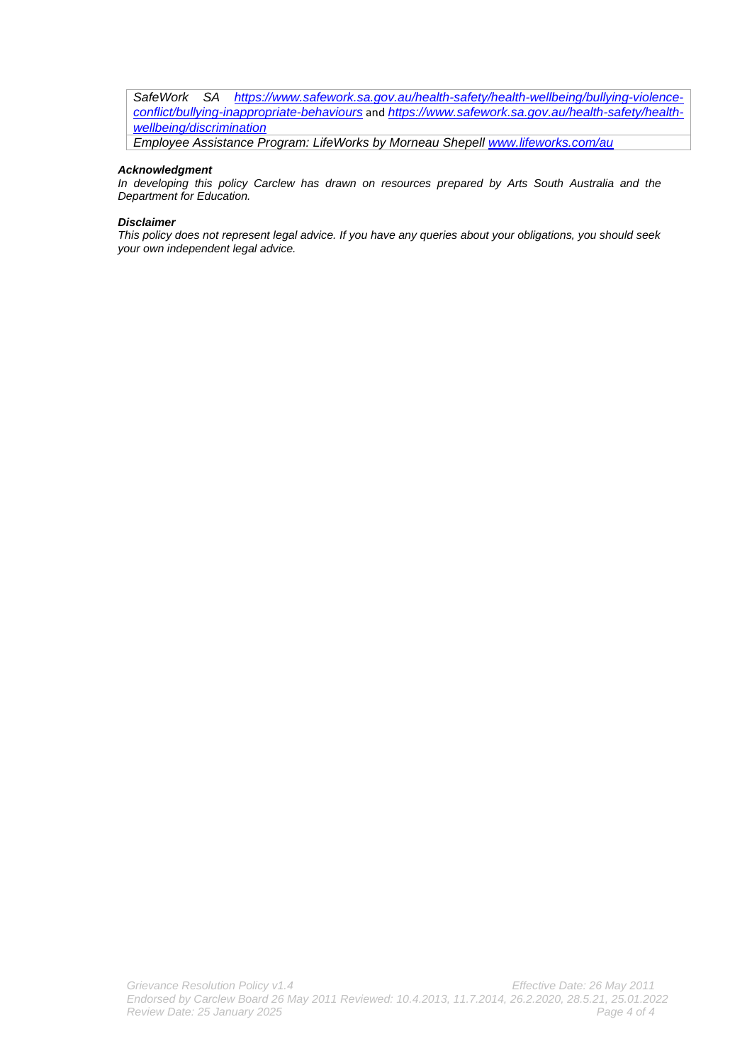| |
|---|
| *SafeWork SA [https://www.safework.sa.gov.au/health-safety/health-wellbeing/bullying-violence-conflict/bullying-inappropriate-behaviours](https://www.safework.sa.gov.au/health-safety/health-wellbeing/bullying-violence-conflict/bullying-inappropriate-behaviours)* and *[https://www.safework.sa.gov.au/health-safety/health-wellbeing/discrimination](https://www.safework.sa.gov.au/health-safety/health-wellbeing/discrimination)* |
| *Employee Assistance Program: LifeWorks by Morneau Shepell [www.lifeworks.com/au](www.lifeworks.com/au)* |

***Acknowledgment***

*In developing this policy Carclew has drawn on resources prepared by Arts South Australia and the Department for Education.*

***Disclaimer***

*This policy does not represent legal advice. If you have any queries about your obligations, you should seek your own independent legal advice.*